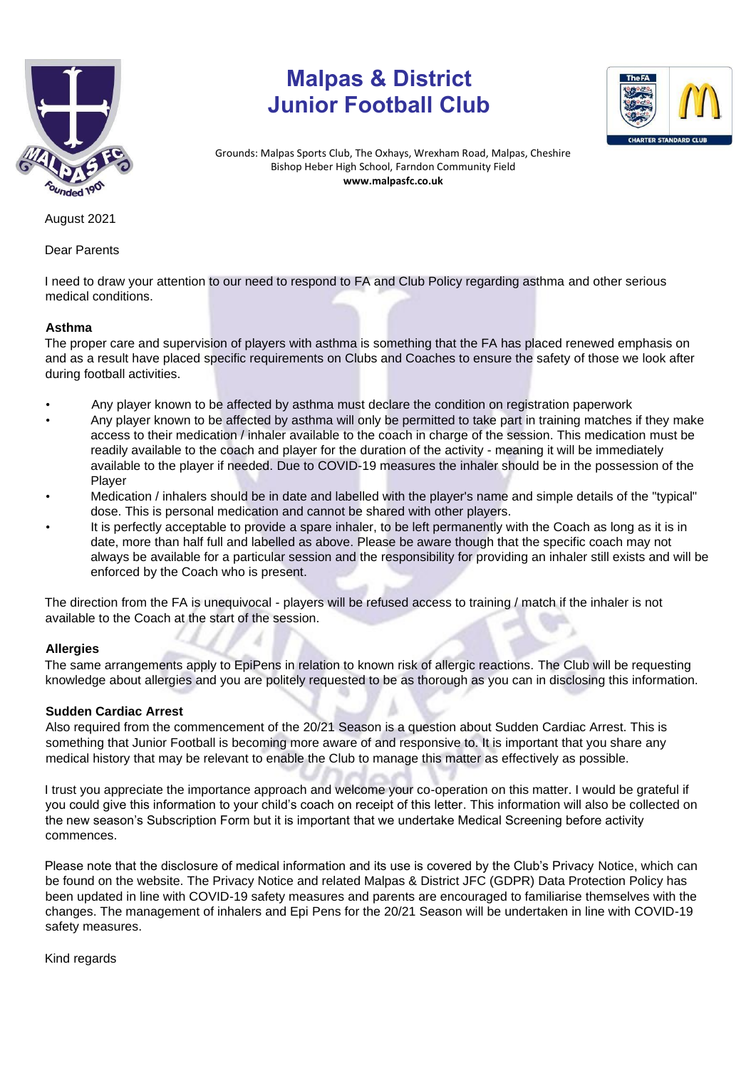# Malpas & District Junior Football Club

Grounds: Malpas Sports Club, The Oxhays, Wrexham Road, Malpas, Cheshire
Bishop Heber High School, Farndon Community Field
**www.malpasfc.co.uk**

August 2021

Dear Parents

I need to draw your attention to our need to respond to FA and Club Policy regarding asthma and other serious medical conditions.

**Asthma**

The proper care and supervision of players with asthma is something that the FA has placed renewed emphasis on and as a result have placed specific requirements on Clubs and Coaches to ensure the safety of those we look after during football activities.

- Any player known to be affected by asthma must declare the condition on registration paperwork
- Any player known to be affected by asthma will only be permitted to take part in training matches if they make access to their medication / inhaler available to the coach in charge of the session. This medication must be readily available to the coach and player for the duration of the activity - meaning it will be immediately available to the player if needed. Due to COVID-19 measures the inhaler should be in the possession of the Player
- Medication / inhalers should be in date and labelled with the player's name and simple details of the "typical" dose. This is personal medication and cannot be shared with other players.
- It is perfectly acceptable to provide a spare inhaler, to be left permanently with the Coach as long as it is in date, more than half full and labelled as above. Please be aware though that the specific coach may not always be available for a particular session and the responsibility for providing an inhaler still exists and will be enforced by the Coach who is present.

The direction from the FA is unequivocal - players will be refused access to training / match if the inhaler is not available to the Coach at the start of the session.

**Allergies**

The same arrangements apply to EpiPens in relation to known risk of allergic reactions. The Club will be requesting knowledge about allergies and you are politely requested to be as thorough as you can in disclosing this information.

**Sudden Cardiac Arrest**

Also required from the commencement of the 20/21 Season is a question about Sudden Cardiac Arrest. This is something that Junior Football is becoming more aware of and responsive to. It is important that you share any medical history that may be relevant to enable the Club to manage this matter as effectively as possible.

I trust you appreciate the importance approach and welcome your co-operation on this matter. I would be grateful if you could give this information to your child's coach on receipt of this letter. This information will also be collected on the new season's Subscription Form but it is important that we undertake Medical Screening before activity commences.

Please note that the disclosure of medical information and its use is covered by the Club's Privacy Notice, which can be found on the website. The Privacy Notice and related Malpas & District JFC (GDPR) Data Protection Policy has been updated in line with COVID-19 safety measures and parents are encouraged to familiarise themselves with the changes. The management of inhalers and Epi Pens for the 20/21 Season will be undertaken in line with COVID-19 safety measures.

Kind regards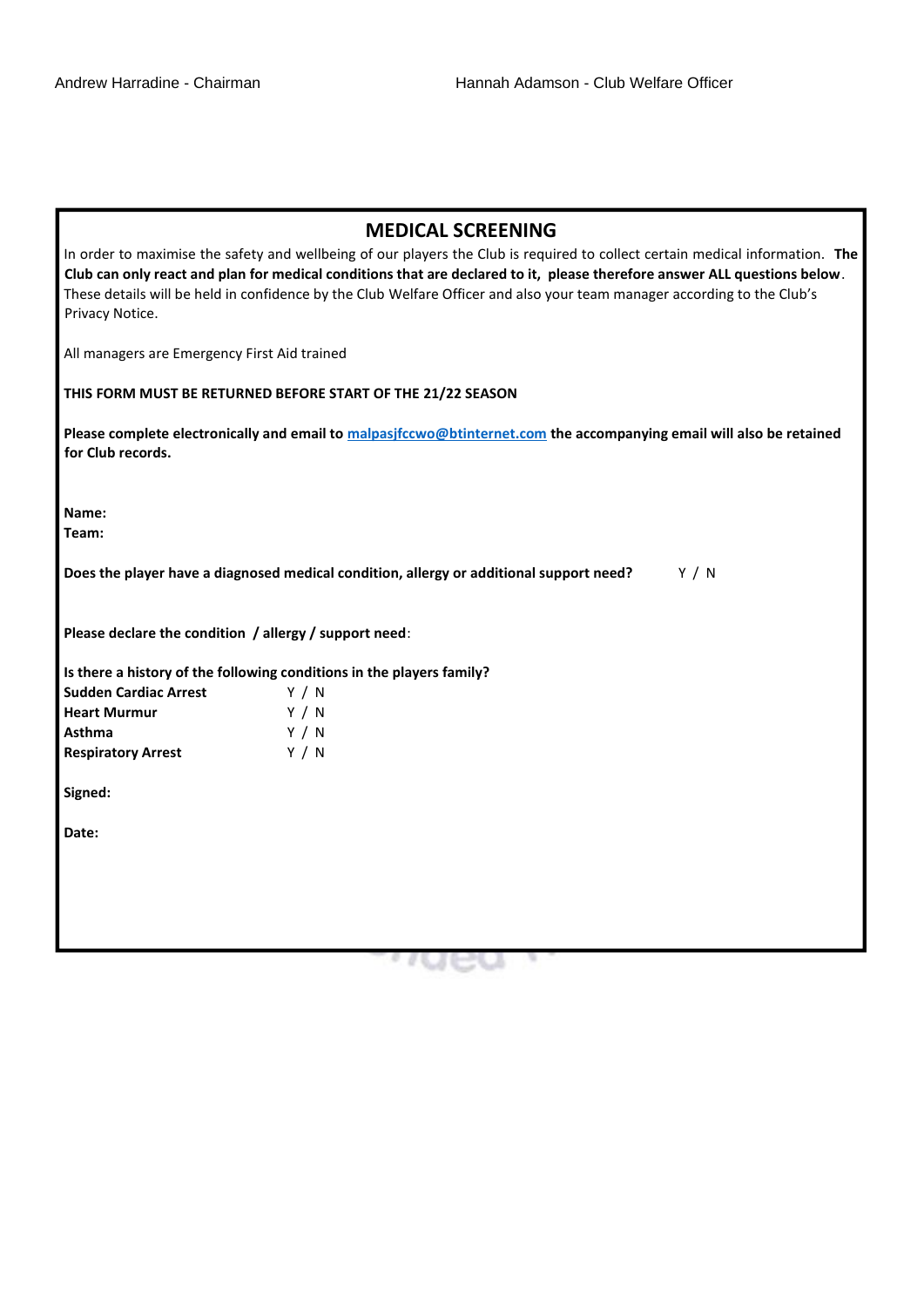## MEDICAL SCREENING

In order to maximise the safety and wellbeing of our players the Club is required to collect certain medical information. **The Club can only react and plan for medical conditions that are declared to it, please therefore answer ALL questions below**. These details will be held in confidence by the Club Welfare Officer and also your team manager according to the Club's Privacy Notice.

All managers are Emergency First Aid trained

**THIS FORM MUST BE RETURNED BEFORE START OF THE 21/22 SEASON**

**Please complete electronically and email to [malpasjfccwo@btinternet.com](mailto:malpasjfccwo@btinternet.com) the accompanying email will also be retained for Club records.**

**Name:**
**Team:**

**Does the player have a diagnosed medical condition, allergy or additional support need?** Y / N

**Please declare the condition / allergy / support need**:

**Is there a history of the following conditions in the players family?**

| | |
|---|---|
| **Sudden Cardiac Arrest** | Y / N |
| **Heart Murmur** | Y / N |
| **Asthma** | Y / N |
| **Respiratory Arrest** | Y / N |

**Signed:**

**Date:**